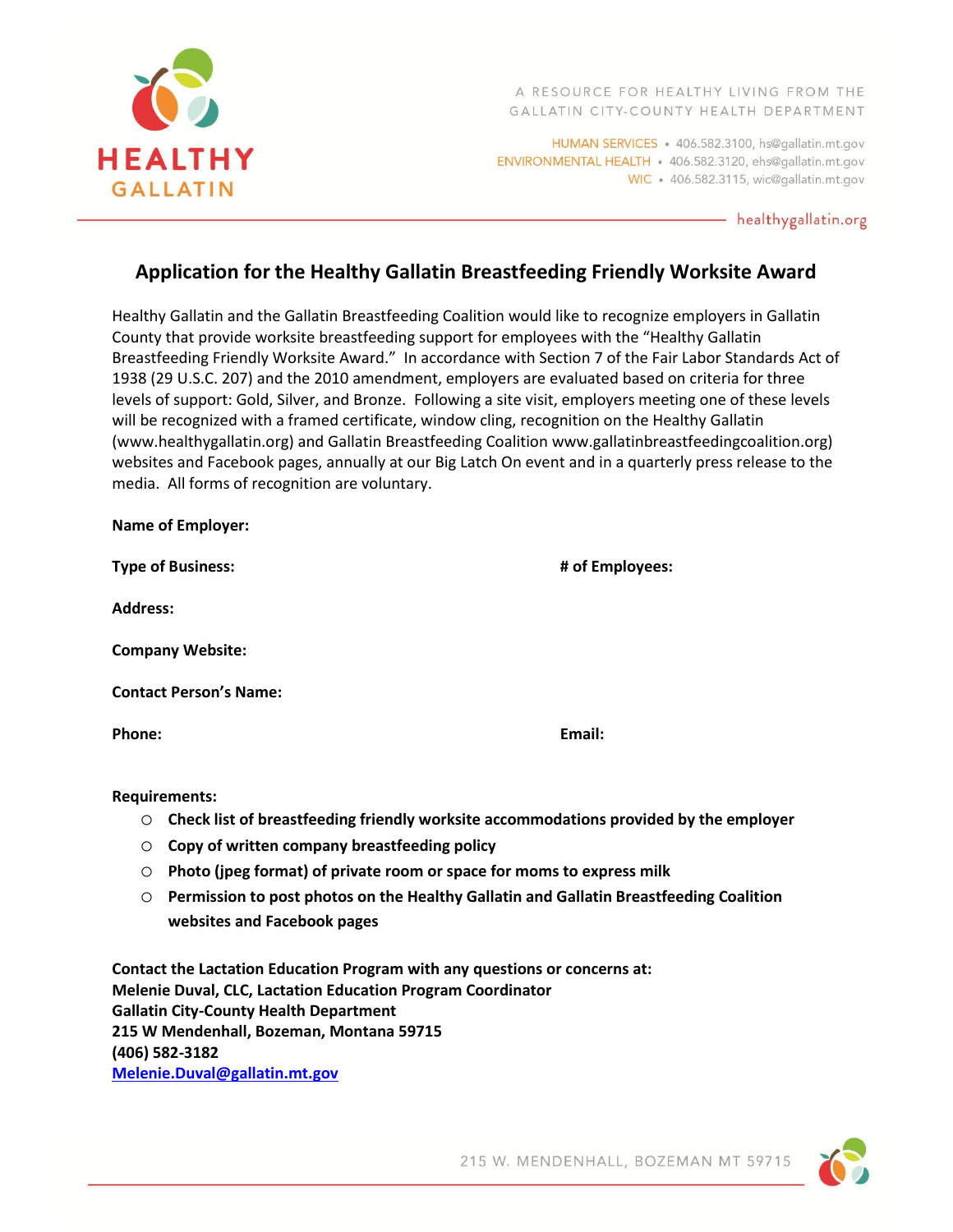# Application for the Healthy Gallatin Breastfeeding Friendly Worksite Award

Healthy Gallatin and the Gallatin Breastfeeding Coalition would like to recognize employers in Gallatin County that provide worksite breastfeeding support for employees with the "Healthy Gallatin Breastfeeding Friendly Worksite Award." In accordance with Section 7 of the Fair Labor Standards Act of 1938 (29 U.S.C. 207) and the 2010 amendment, employers are evaluated based on criteria for three levels of support: Gold, Silver, and Bronze. Following a site visit, employers meeting one of these levels will be recognized with a framed certificate, window cling, recognition on the Healthy Gallatin (www.healthygallatin.org) and Gallatin Breastfeeding Coalition www.gallatinbreastfeedingcoalition.org) websites and Facebook pages, annually at our Big Latch On event and in a quarterly press release to the media. All forms of recognition are voluntary.

**Name of Employer:**

**Type of Business:** **# of Employees:**

**Address:**

**Company Website:**

**Contact Person's Name:**

**Phone:** **Email:**

**Requirements:**

- **Check list of breastfeeding friendly worksite accommodations provided by the employer**
- **Copy of written company breastfeeding policy**
- **Photo (jpeg format) of private room or space for moms to express milk**
- **Permission to post photos on the Healthy Gallatin and Gallatin Breastfeeding Coalition websites and Facebook pages**

**Contact the Lactation Education Program with any questions or concerns at:**
**Melenie Duval, CLC, Lactation Education Program Coordinator**
**Gallatin City-County Health Department**
**215 W Mendenhall, Bozeman, Montana 59715**
**(406) 582-3182**
**Melenie.Duval@gallatin.mt.gov**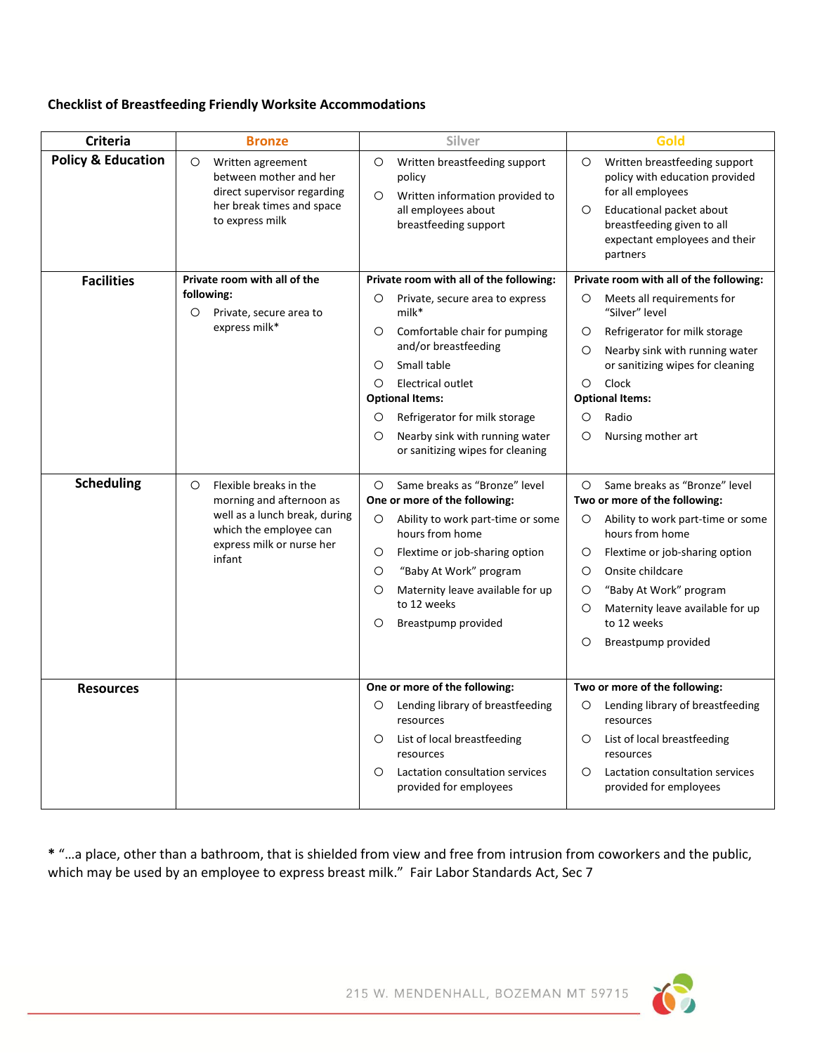**Checklist of Breastfeeding Friendly Worksite Accommodations**

| Criteria | Bronze | Silver | Gold |
|---|---|---|---|
| **Policy & Education** | ○ Written agreement between mother and her direct supervisor regarding her break times and space to express milk | ○ Written breastfeeding support policy<br>○ Written information provided to all employees about breastfeeding support | ○ Written breastfeeding support policy with education provided for all employees<br>○ Educational packet about breastfeeding given to all expectant employees and their partners |
| **Facilities** | **Private room with all of the following:**<br>○ Private, secure area to express milk* | **Private room with all of the following:**<br>○ Private, secure area to express milk*<br>○ Comfortable chair for pumping and/or breastfeeding<br>○ Small table<br>○ Electrical outlet<br>**Optional Items:**<br>○ Refrigerator for milk storage<br>○ Nearby sink with running water or sanitizing wipes for cleaning | **Private room with all of the following:**<br>○ Meets all requirements for "Silver" level<br>○ Refrigerator for milk storage<br>○ Nearby sink with running water or sanitizing wipes for cleaning<br>○ Clock<br>**Optional Items:**<br>○ Radio<br>○ Nursing mother art |
| **Scheduling** | ○ Flexible breaks in the morning and afternoon as well as a lunch break, during which the employee can express milk or nurse her infant | ○ Same breaks as "Bronze" level<br>**One or more of the following:**<br>○ Ability to work part-time or some hours from home<br>○ Flextime or job-sharing option<br>○ "Baby At Work" program<br>○ Maternity leave available for up to 12 weeks<br>○ Breastpump provided | ○ Same breaks as "Bronze" level<br>**Two or more of the following:**<br>○ Ability to work part-time or some hours from home<br>○ Flextime or job-sharing option<br>○ Onsite childcare<br>○ "Baby At Work" program<br>○ Maternity leave available for up to 12 weeks<br>○ Breastpump provided |
| **Resources** | | **One or more of the following:**<br>○ Lending library of breastfeeding resources<br>○ List of local breastfeeding resources<br>○ Lactation consultation services provided for employees | **Two or more of the following:**<br>○ Lending library of breastfeeding resources<br>○ List of local breastfeeding resources<br>○ Lactation consultation services provided for employees |

**\*** "…a place, other than a bathroom, that is shielded from view and free from intrusion from coworkers and the public, which may be used by an employee to express breast milk." Fair Labor Standards Act, Sec 7

215 W. MENDENHALL, BOZEMAN MT 59715